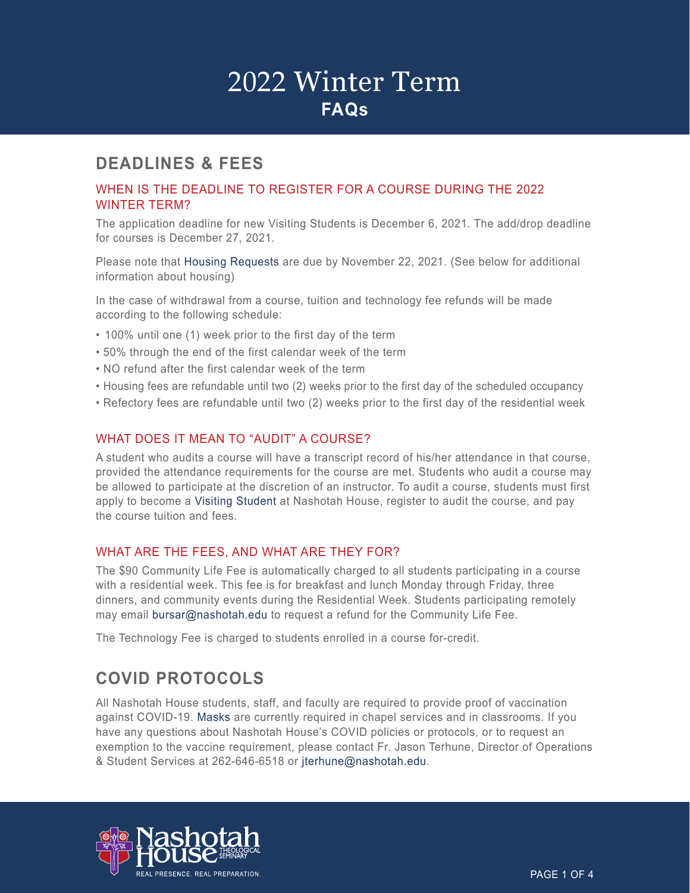# 2022 Winter Term

## FAQs

## DEADLINES & FEES

### WHEN IS THE DEADLINE TO REGISTER FOR A COURSE DURING THE 2022 WINTER TERM?

The application deadline for new Visiting Students is December 6, 2021. The add/drop deadline for courses is December 27, 2021.

Please note that Housing Requests are due by November 22, 2021. (See below for additional information about housing)

In the case of withdrawal from a course, tuition and technology fee refunds will be made according to the following schedule:

- 100% until one (1) week prior to the first day of the term
- 50% through the end of the first calendar week of the term
- NO refund after the first calendar week of the term
- Housing fees are refundable until two (2) weeks prior to the first day of the scheduled occupancy
- Refectory fees are refundable until two (2) weeks prior to the first day of the residential week

### WHAT DOES IT MEAN TO "AUDIT" A COURSE?

A student who audits a course will have a transcript record of his/her attendance in that course, provided the attendance requirements for the course are met. Students who audit a course may be allowed to participate at the discretion of an instructor. To audit a course, students must first apply to become a Visiting Student at Nashotah House, register to audit the course, and pay the course tuition and fees.

### WHAT ARE THE FEES, AND WHAT ARE THEY FOR?

The $90 Community Life Fee is automatically charged to all students participating in a course with a residential week. This fee is for breakfast and lunch Monday through Friday, three dinners, and community events during the Residential Week. Students participating remotely may email bursar@nashotah.edu to request a refund for the Community Life Fee.

The Technology Fee is charged to students enrolled in a course for-credit.

## COVID PROTOCOLS

All Nashotah House students, staff, and faculty are required to provide proof of vaccination against COVID-19. Masks are currently required in chapel services and in classrooms. If you have any questions about Nashotah House's COVID policies or protocols, or to request an exemption to the vaccine requirement, please contact Fr. Jason Terhune, Director of Operations & Student Services at 262-646-6518 or jterhune@nashotah.edu.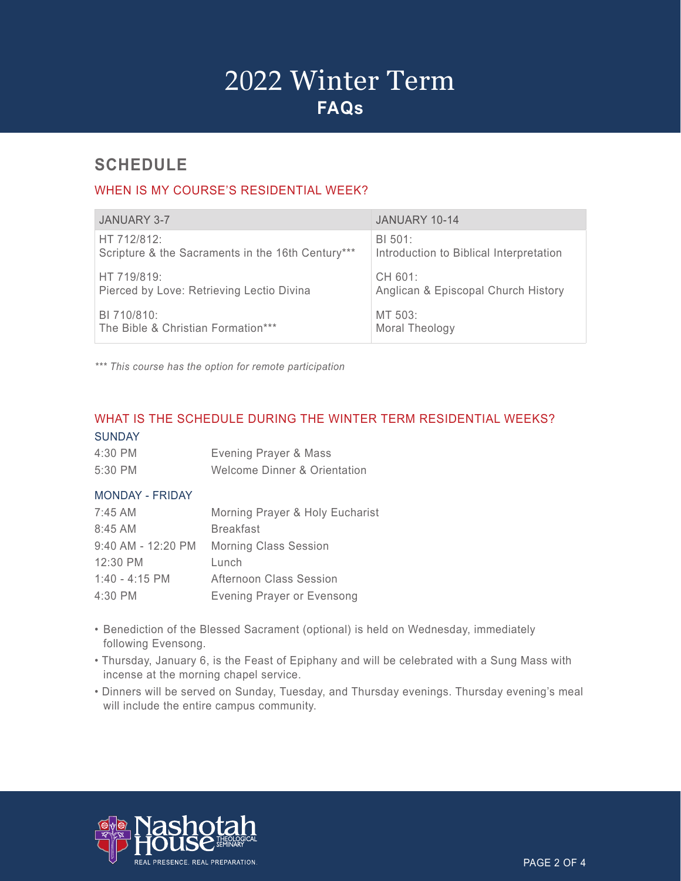# 2022 Winter Term

## FAQs

## SCHEDULE

### WHEN IS MY COURSE'S RESIDENTIAL WEEK?

| JANUARY 3-7 | JANUARY 10-14 |
| --- | --- |
| HT 712/812: Scripture & the Sacraments in the 16th Century*** | BI 501: Introduction to Biblical Interpretation |
| HT 719/819: Pierced by Love: Retrieving Lectio Divina | CH 601: Anglican & Episcopal Church History |
| BI 710/810: The Bible & Christian Formation*** | MT 503: Moral Theology |

*\*\*\* This course has the option for remote participation*

### WHAT IS THE SCHEDULE DURING THE WINTER TERM RESIDENTIAL WEEKS?

**SUNDAY**

| | |
| --- | --- |
| 4:30 PM | Evening Prayer & Mass |
| 5:30 PM | Welcome Dinner & Orientation |

**MONDAY - FRIDAY**

| | |
| --- | --- |
| 7:45 AM | Morning Prayer & Holy Eucharist |
| 8:45 AM | Breakfast |
| 9:40 AM - 12:20 PM | Morning Class Session |
| 12:30 PM | Lunch |
| 1:40 - 4:15 PM | Afternoon Class Session |
| 4:30 PM | Evening Prayer or Evensong |

- Benediction of the Blessed Sacrament (optional) is held on Wednesday, immediately following Evensong.
- Thursday, January 6, is the Feast of Epiphany and will be celebrated with a Sung Mass with incense at the morning chapel service.
- Dinners will be served on Sunday, Tuesday, and Thursday evenings. Thursday evening's meal will include the entire campus community.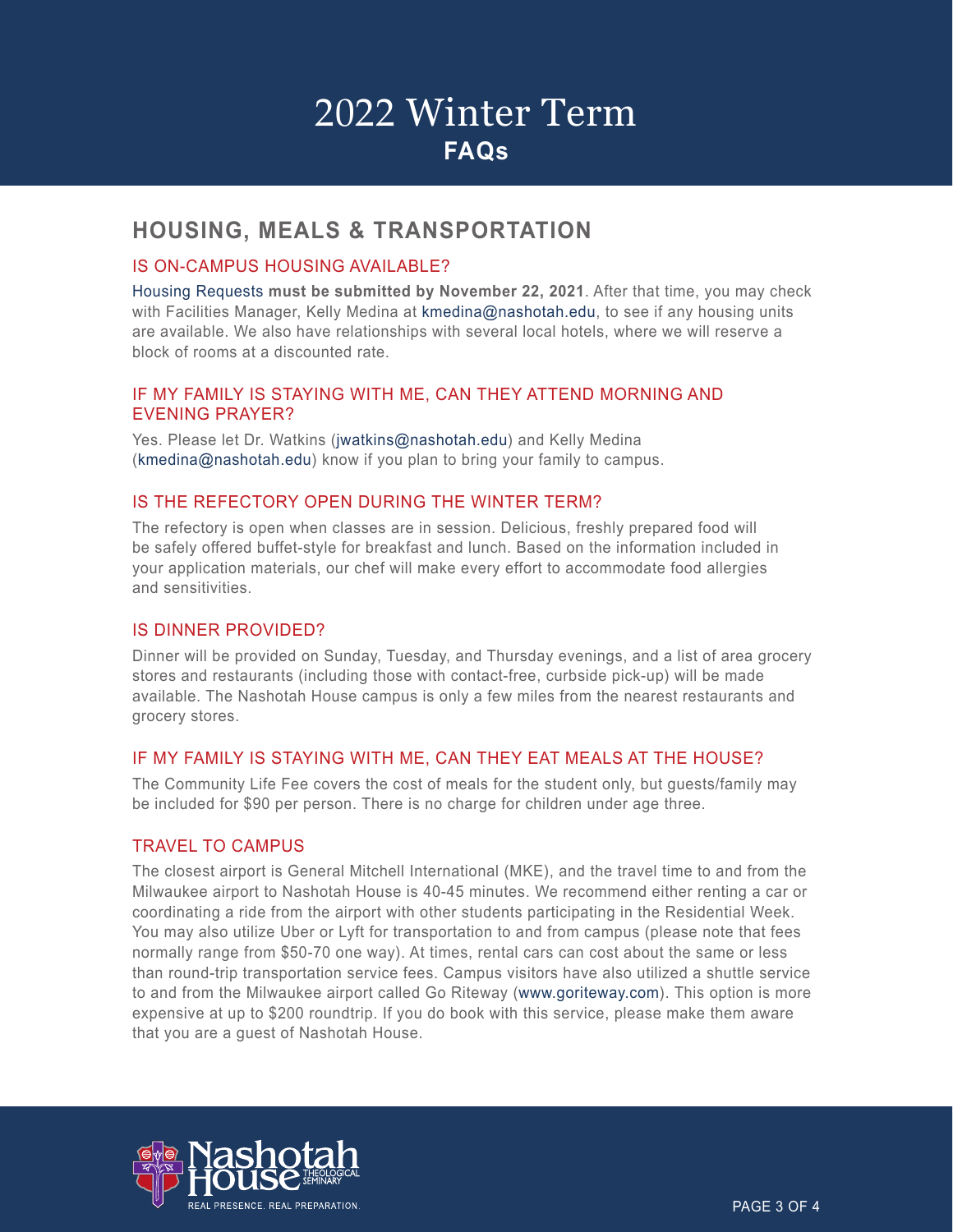# 2022 Winter Term
## FAQs

## HOUSING, MEALS & TRANSPORTATION

### IS ON-CAMPUS HOUSING AVAILABLE?

Housing Requests **must be submitted by November 22, 2021**. After that time, you may check with Facilities Manager, Kelly Medina at kmedina@nashotah.edu, to see if any housing units are available. We also have relationships with several local hotels, where we will reserve a block of rooms at a discounted rate.

### IF MY FAMILY IS STAYING WITH ME, CAN THEY ATTEND MORNING AND EVENING PRAYER?

Yes. Please let Dr. Watkins (jwatkins@nashotah.edu) and Kelly Medina (kmedina@nashotah.edu) know if you plan to bring your family to campus.

### IS THE REFECTORY OPEN DURING THE WINTER TERM?

The refectory is open when classes are in session. Delicious, freshly prepared food will be safely offered buffet-style for breakfast and lunch. Based on the information included in your application materials, our chef will make every effort to accommodate food allergies and sensitivities.

### IS DINNER PROVIDED?

Dinner will be provided on Sunday, Tuesday, and Thursday evenings, and a list of area grocery stores and restaurants (including those with contact-free, curbside pick-up) will be made available. The Nashotah House campus is only a few miles from the nearest restaurants and grocery stores.

### IF MY FAMILY IS STAYING WITH ME, CAN THEY EAT MEALS AT THE HOUSE?

The Community Life Fee covers the cost of meals for the student only, but guests/family may be included for $90 per person. There is no charge for children under age three.

### TRAVEL TO CAMPUS

The closest airport is General Mitchell International (MKE), and the travel time to and from the Milwaukee airport to Nashotah House is 40-45 minutes. We recommend either renting a car or coordinating a ride from the airport with other students participating in the Residential Week. You may also utilize Uber or Lyft for transportation to and from campus (please note that fees normally range from $50-70 one way). At times, rental cars can cost about the same or less than round-trip transportation service fees. Campus visitors have also utilized a shuttle service to and from the Milwaukee airport called Go Riteway (www.goriteway.com). This option is more expensive at up to $200 roundtrip. If you do book with this service, please make them aware that you are a guest of Nashotah House.

Nashotah House Theological Seminary
REAL PRESENCE. REAL PREPARATION.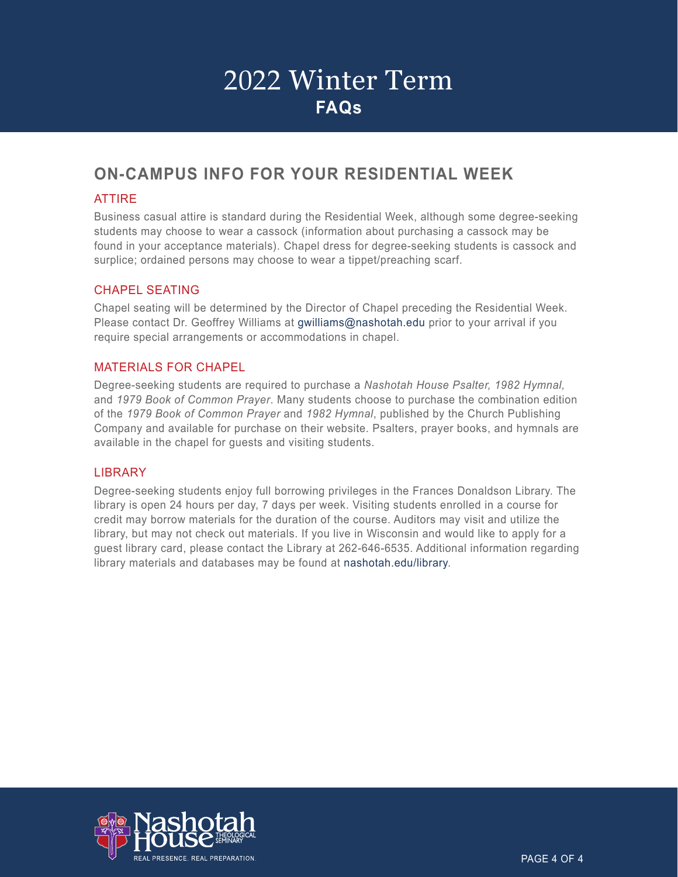# 2022 Winter Term
**FAQs**

## ON-CAMPUS INFO FOR YOUR RESIDENTIAL WEEK

### ATTIRE

Business casual attire is standard during the Residential Week, although some degree-seeking students may choose to wear a cassock (information about purchasing a cassock may be found in your acceptance materials). Chapel dress for degree-seeking students is cassock and surplice; ordained persons may choose to wear a tippet/preaching scarf.

### CHAPEL SEATING

Chapel seating will be determined by the Director of Chapel preceding the Residential Week. Please contact Dr. Geoffrey Williams at gwilliams@nashotah.edu prior to your arrival if you require special arrangements or accommodations in chapel.

### MATERIALS FOR CHAPEL

Degree-seeking students are required to purchase a *Nashotah House Psalter, 1982 Hymnal,* and *1979 Book of Common Prayer*. Many students choose to purchase the combination edition of the *1979 Book of Common Prayer* and *1982 Hymnal*, published by the Church Publishing Company and available for purchase on their website. Psalters, prayer books, and hymnals are available in the chapel for guests and visiting students.

### LIBRARY

Degree-seeking students enjoy full borrowing privileges in the Frances Donaldson Library. The library is open 24 hours per day, 7 days per week. Visiting students enrolled in a course for credit may borrow materials for the duration of the course. Auditors may visit and utilize the library, but may not check out materials. If you live in Wisconsin and would like to apply for a guest library card, please contact the Library at 262-646-6535. Additional information regarding library materials and databases may be found at nashotah.edu/library.

Nashotah House Theological Seminary
REAL PRESENCE. REAL PREPARATION.